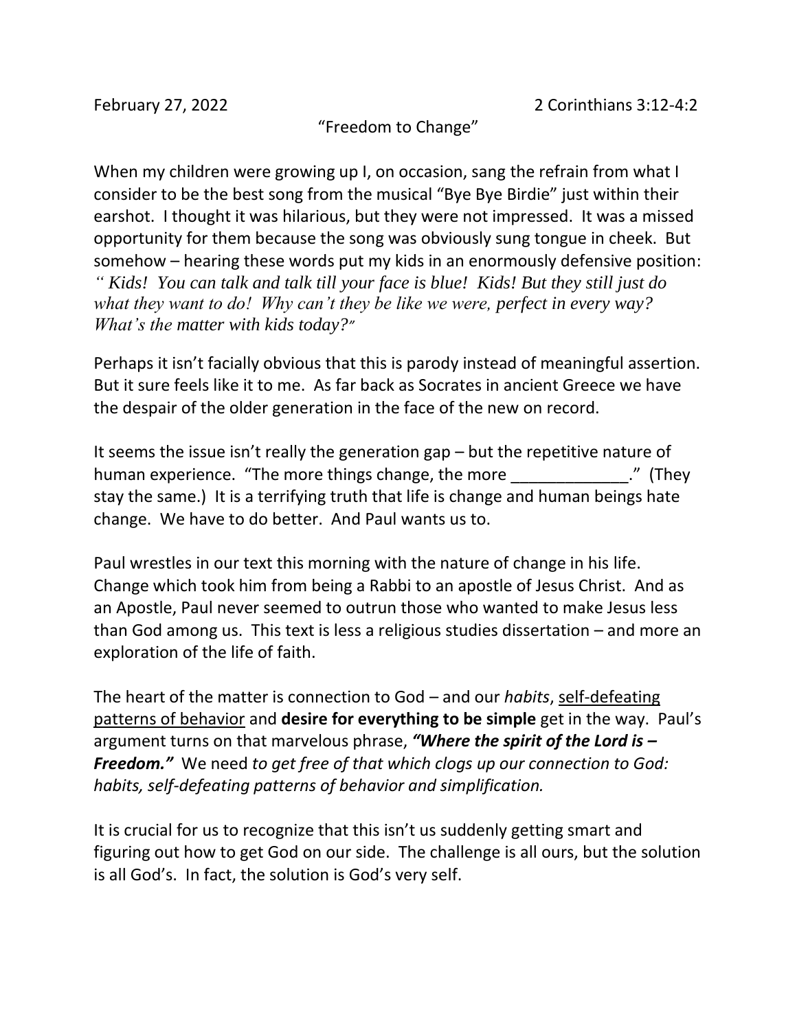February 27, 2022 2 Corinthians 3:12-4:2

"Freedom to Change"

When my children were growing up I, on occasion, sang the refrain from what I consider to be the best song from the musical "Bye Bye Birdie" just within their earshot. I thought it was hilarious, but they were not impressed. It was a missed opportunity for them because the song was obviously sung tongue in cheek. But somehow – hearing these words put my kids in an enormously defensive position: *" Kids! You can talk and talk till your face is blue! Kids! But they still just do what they want to do! Why can't they be like we were, perfect in every way? What's the matter with kids today?"*

Perhaps it isn't facially obvious that this is parody instead of meaningful assertion. But it sure feels like it to me. As far back as Socrates in ancient Greece we have the despair of the older generation in the face of the new on record.

It seems the issue isn't really the generation gap – but the repetitive nature of human experience. "The more things change, the more _____________." (They stay the same.) It is a terrifying truth that life is change and human beings hate change. We have to do better. And Paul wants us to.

Paul wrestles in our text this morning with the nature of change in his life. Change which took him from being a Rabbi to an apostle of Jesus Christ. And as an Apostle, Paul never seemed to outrun those who wanted to make Jesus less than God among us. This text is less a religious studies dissertation – and more an exploration of the life of faith.

The heart of the matter is connection to God – and our *habits*, <u>self-defeating patterns of behavior</u> and **desire for everything to be simple** get in the way. Paul's argument turns on that marvelous phrase, ***"Where the spirit of the Lord is – Freedom."*** We need *to get free of that which clogs up our connection to God: habits, self-defeating patterns of behavior and simplification.*

It is crucial for us to recognize that this isn't us suddenly getting smart and figuring out how to get God on our side. The challenge is all ours, but the solution is all God's. In fact, the solution is God's very self.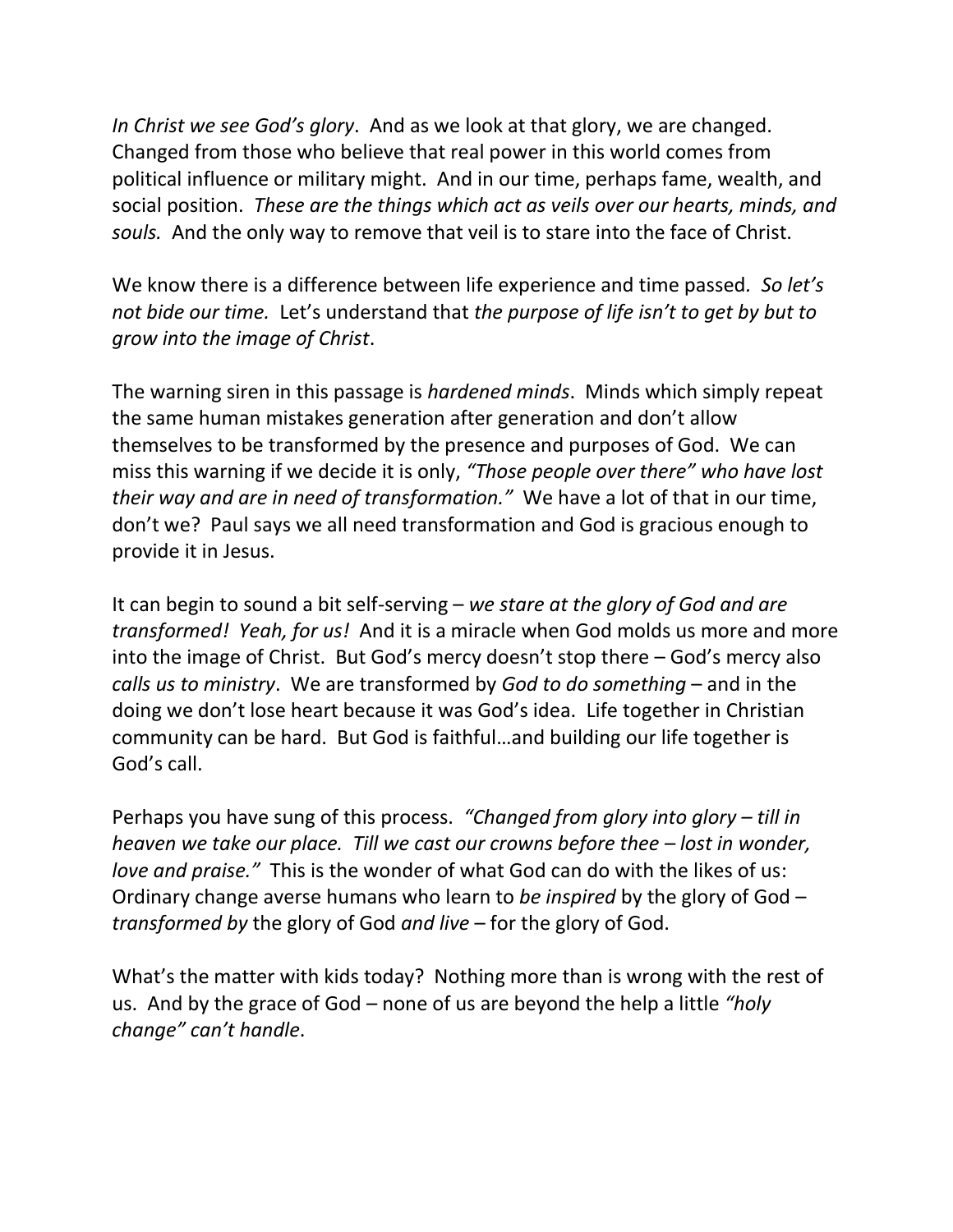*In Christ we see God's glory*. And as we look at that glory, we are changed. Changed from those who believe that real power in this world comes from political influence or military might. And in our time, perhaps fame, wealth, and social position. *These are the things which act as veils over our hearts, minds, and souls.* And the only way to remove that veil is to stare into the face of Christ.

We know there is a difference between life experience and time passed. *So let's not bide our time.* Let's understand that *the purpose of life isn't to get by but to grow into the image of Christ*.

The warning siren in this passage is *hardened minds*. Minds which simply repeat the same human mistakes generation after generation and don't allow themselves to be transformed by the presence and purposes of God. We can miss this warning if we decide it is only, *"Those people over there" who have lost their way and are in need of transformation."* We have a lot of that in our time, don't we? Paul says we all need transformation and God is gracious enough to provide it in Jesus.

It can begin to sound a bit self-serving – *we stare at the glory of God and are transformed! Yeah, for us!* And it is a miracle when God molds us more and more into the image of Christ. But God's mercy doesn't stop there – God's mercy also *calls us to ministry*. We are transformed by *God to do something* – and in the doing we don't lose heart because it was God's idea. Life together in Christian community can be hard. But God is faithful…and building our life together is God's call.

Perhaps you have sung of this process. *"Changed from glory into glory – till in heaven we take our place. Till we cast our crowns before thee – lost in wonder, love and praise."* This is the wonder of what God can do with the likes of us: Ordinary change averse humans who learn to *be inspired* by the glory of God – *transformed by* the glory of God *and live* – for the glory of God.

What's the matter with kids today? Nothing more than is wrong with the rest of us. And by the grace of God – none of us are beyond the help a little *"holy change" can't handle*.